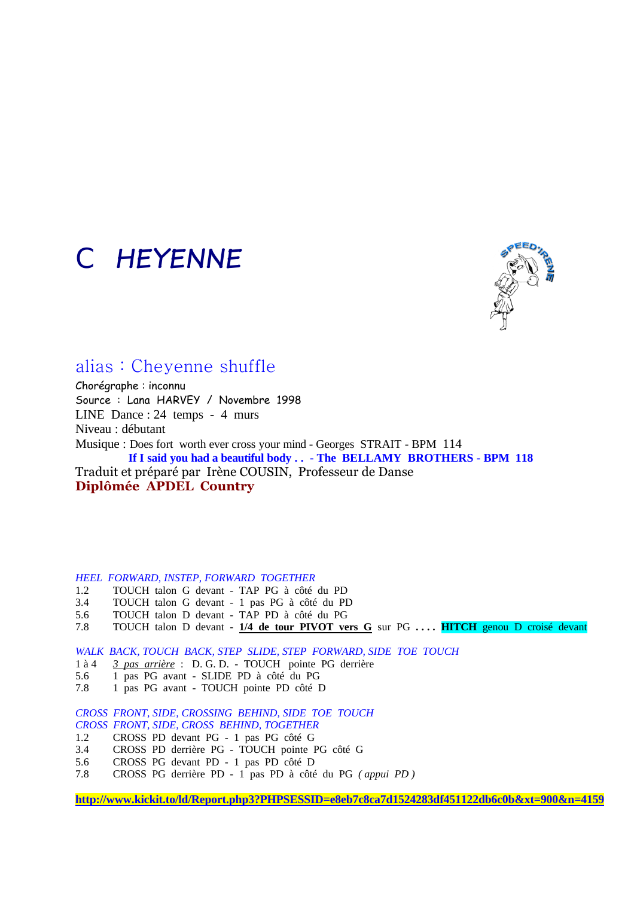# C HEYENNE

## alias : Cheyenne shuffle

Chorégraphe : inconnu
Source : Lana HARVEY / Novembre 1998
LINE Dance : 24 temps - 4 murs
Niveau : débutant
Musique : Does fort worth ever cross your mind - Georges STRAIT - BPM 114
**If I said you had a beautiful body . . - The BELLAMY BROTHERS - BPM 118**
Traduit et préparé par Irène COUSIN, Professeur de Danse
**Diplômée APDEL Country**

*HEEL FORWARD, INSTEP, FORWARD TOGETHER*

1.2 TOUCH talon G devant - TAP PG à côté du PD
3.4 TOUCH talon G devant - 1 pas PG à côté du PD
5.6 TOUCH talon D devant - TAP PD à côté du PG
7.8 TOUCH talon D devant - **1/4 de tour PIVOT vers G** sur PG **. . . . HITCH** genou D croisé devant

*WALK BACK, TOUCH BACK, STEP SLIDE, STEP FORWARD, SIDE TOE TOUCH*

1 à 4 *3 pas arrière* : D. G. D. - TOUCH pointe PG derrière
5.6 1 pas PG avant - SLIDE PD à côté du PG
7.8 1 pas PG avant - TOUCH pointe PD côté D

*CROSS FRONT, SIDE, CROSSING BEHIND, SIDE TOE TOUCH*
*CROSS FRONT, SIDE, CROSS BEHIND, TOGETHER*

1.2 CROSS PD devant PG - 1 pas PG côté G
3.4 CROSS PD derrière PG - TOUCH pointe PG côté G
5.6 CROSS PG devant PD - 1 pas PD côté D
7.8 CROSS PG derrière PD - 1 pas PD à côté du PG *( appui PD )*

**http://www.kickit.to/ld/Report.php3?PHPSESSID=e8eb7c8ca7d1524283df451122db6c0b&xt=900&n=4159**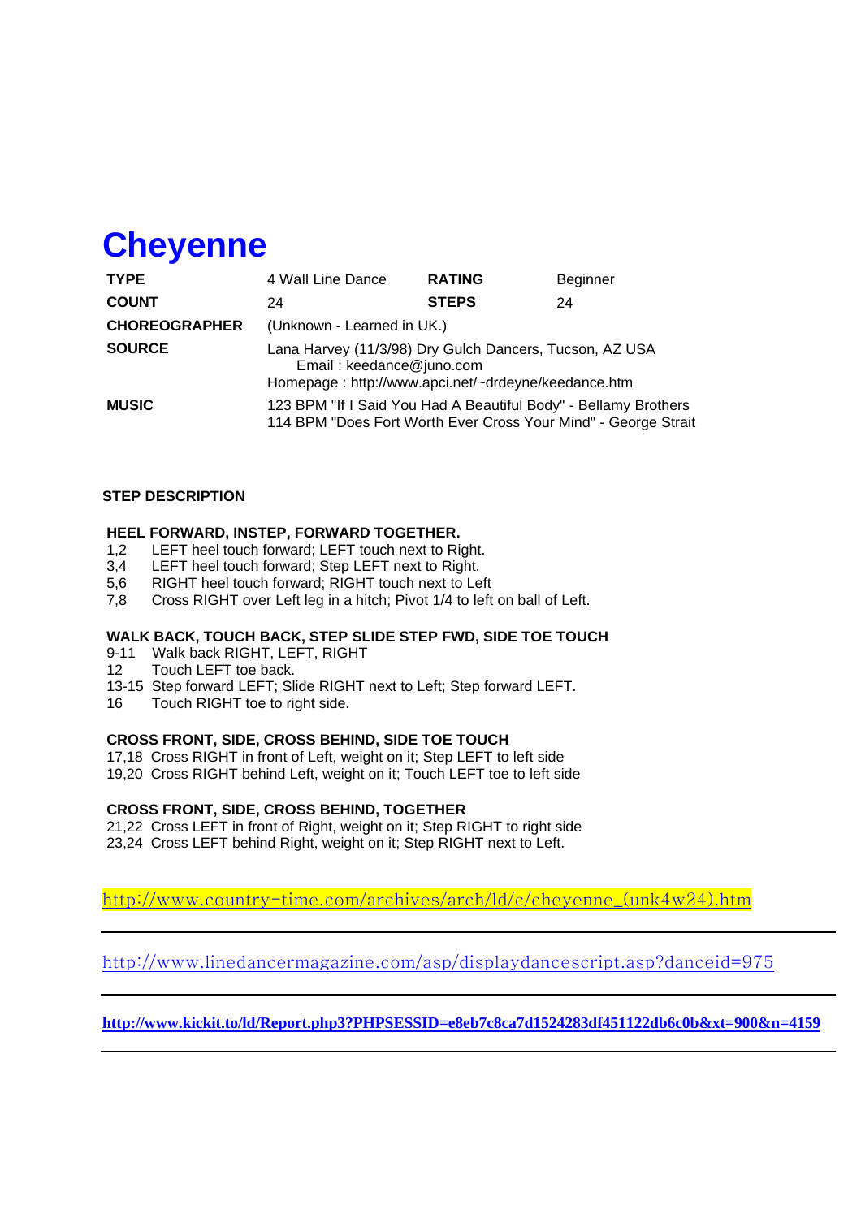# Cheyenne

| | | | |
|---|---|---|---|
| **TYPE** | 4 Wall Line Dance | **RATING** | Beginner |
| **COUNT** | 24 | **STEPS** | 24 |
| **CHOREOGRAPHER** | (Unknown - Learned in UK.) | | |
| **SOURCE** | Lana Harvey (11/3/98) Dry Gulch Dancers, Tucson, AZ USA Email : keedance@juno.com Homepage : http://www.apci.net/~drdeyne/keedance.htm | | |
| **MUSIC** | 123 BPM "If I Said You Had A Beautiful Body" - Bellamy Brothers 114 BPM "Does Fort Worth Ever Cross Your Mind" - George Strait | | |

**STEP DESCRIPTION**

**HEEL FORWARD, INSTEP, FORWARD TOGETHER.**

1,2 LEFT heel touch forward; LEFT touch next to Right.
3,4 LEFT heel touch forward; Step LEFT next to Right.
5,6 RIGHT heel touch forward; RIGHT touch next to Left
7,8 Cross RIGHT over Left leg in a hitch; Pivot 1/4 to left on ball of Left.

**WALK BACK, TOUCH BACK, STEP SLIDE STEP FWD, SIDE TOE TOUCH**

9-11 Walk back RIGHT, LEFT, RIGHT
12 Touch LEFT toe back.
13-15 Step forward LEFT; Slide RIGHT next to Left; Step forward LEFT.
16 Touch RIGHT toe to right side.

**CROSS FRONT, SIDE, CROSS BEHIND, SIDE TOE TOUCH**

17,18 Cross RIGHT in front of Left, weight on it; Step LEFT to left side
19,20 Cross RIGHT behind Left, weight on it; Touch LEFT toe to left side

**CROSS FRONT, SIDE, CROSS BEHIND, TOGETHER**

21,22 Cross LEFT in front of Right, weight on it; Step RIGHT to right side
23,24 Cross LEFT behind Right, weight on it; Step RIGHT next to Left.

http://www.country-time.com/archives/arch/ld/c/cheyenne_(unk4w24).htm

---

http://www.linedancermagazine.com/asp/displaydancescript.asp?danceid=975

---

**http://www.kickit.to/ld/Report.php3?PHPSESSID=e8eb7c8ca7d1524283df451122db6c0b&xt=900&n=4159**

---